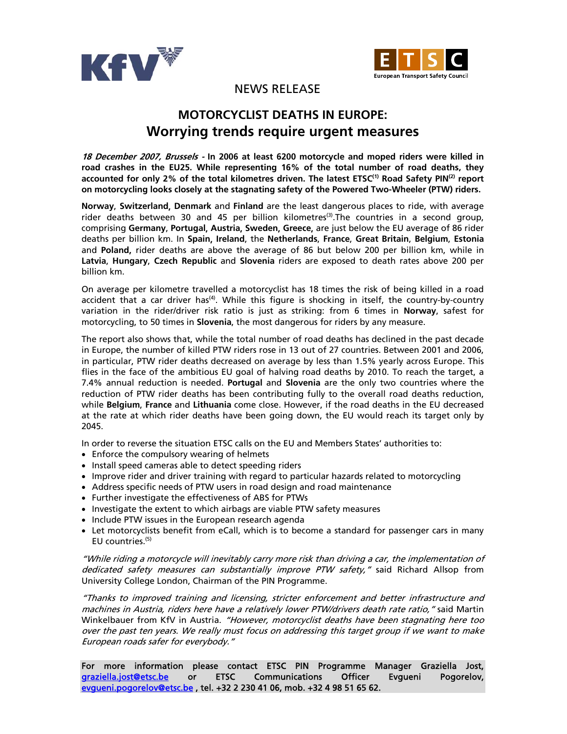NEWS RELEASE

# MOTORCYCLIST DEATHS IN EUROPE:
## Worrying trends require urgent measures

***18 December 2007, Brussels* - In 2006 at least 6200 motorcycle and moped riders were killed in road crashes in the EU25. While representing 16% of the total number of road deaths, they accounted for only 2% of the total kilometres driven. The latest ETSC[(1)] Road Safety PIN[(2)] report on motorcycling looks closely at the stagnating safety of the Powered Two-Wheeler (PTW) riders.**

**Norway**, **Switzerland, Denmark** and **Finland** are the least dangerous places to ride, with average rider deaths between 30 and 45 per billion kilometres[(3)].The countries in a second group, comprising **Germany**, **Portugal, Austria, Sweden, Greece,** are just below the EU average of 86 rider deaths per billion km. In **Spain, Ireland**, the **Netherlands**, **France**, **Great Britain**, **Belgium**, **Estonia** and **Poland,** rider deaths are above the average of 86 but below 200 per billion km, while in **Latvia**, **Hungary**, **Czech Republic** and **Slovenia** riders are exposed to death rates above 200 per billion km.

On average per kilometre travelled a motorcyclist has 18 times the risk of being killed in a road accident that a car driver has[(4)]. While this figure is shocking in itself, the country-by-country variation in the rider/driver risk ratio is just as striking: from 6 times in **Norway**, safest for motorcycling, to 50 times in **Slovenia**, the most dangerous for riders by any measure.

The report also shows that, while the total number of road deaths has declined in the past decade in Europe, the number of killed PTW riders rose in 13 out of 27 countries. Between 2001 and 2006, in particular, PTW rider deaths decreased on average by less than 1.5% yearly across Europe. This flies in the face of the ambitious EU goal of halving road deaths by 2010. To reach the target, a 7.4% annual reduction is needed. **Portugal** and **Slovenia** are the only two countries where the reduction of PTW rider deaths has been contributing fully to the overall road deaths reduction, while **Belgium**, **France** and **Lithuania** come close. However, if the road deaths in the EU decreased at the rate at which rider deaths have been going down, the EU would reach its target only by 2045.

In order to reverse the situation ETSC calls on the EU and Members States' authorities to:

- Enforce the compulsory wearing of helmets
- Install speed cameras able to detect speeding riders
- Improve rider and driver training with regard to particular hazards related to motorcycling
- Address specific needs of PTW users in road design and road maintenance
- Further investigate the effectiveness of ABS for PTWs
- Investigate the extent to which airbags are viable PTW safety measures
- Include PTW issues in the European research agenda
- Let motorcyclists benefit from eCall, which is to become a standard for passenger cars in many EU countries.[(5)]

*"While riding a motorcycle will inevitably carry more risk than driving a car, the implementation of dedicated safety measures can substantially improve PTW safety,"* said Richard Allsop from University College London, Chairman of the PIN Programme.

*"Thanks to improved training and licensing, stricter enforcement and better infrastructure and machines in Austria, riders here have a relatively lower PTW/drivers death rate ratio,"* said Martin Winkelbauer from KfV in Austria. *"However, motorcyclist deaths have been stagnating here too over the past ten years. We really must focus on addressing this target group if we want to make European roads safer for everybody."*

For more information please contact ETSC PIN Programme Manager Graziella Jost, graziella.jost@etsc.be or ETSC Communications Officer Evgueni Pogorelov, evgueni.pogorelov@etsc.be , tel. +32 2 230 41 06, mob. +32 4 98 51 65 62.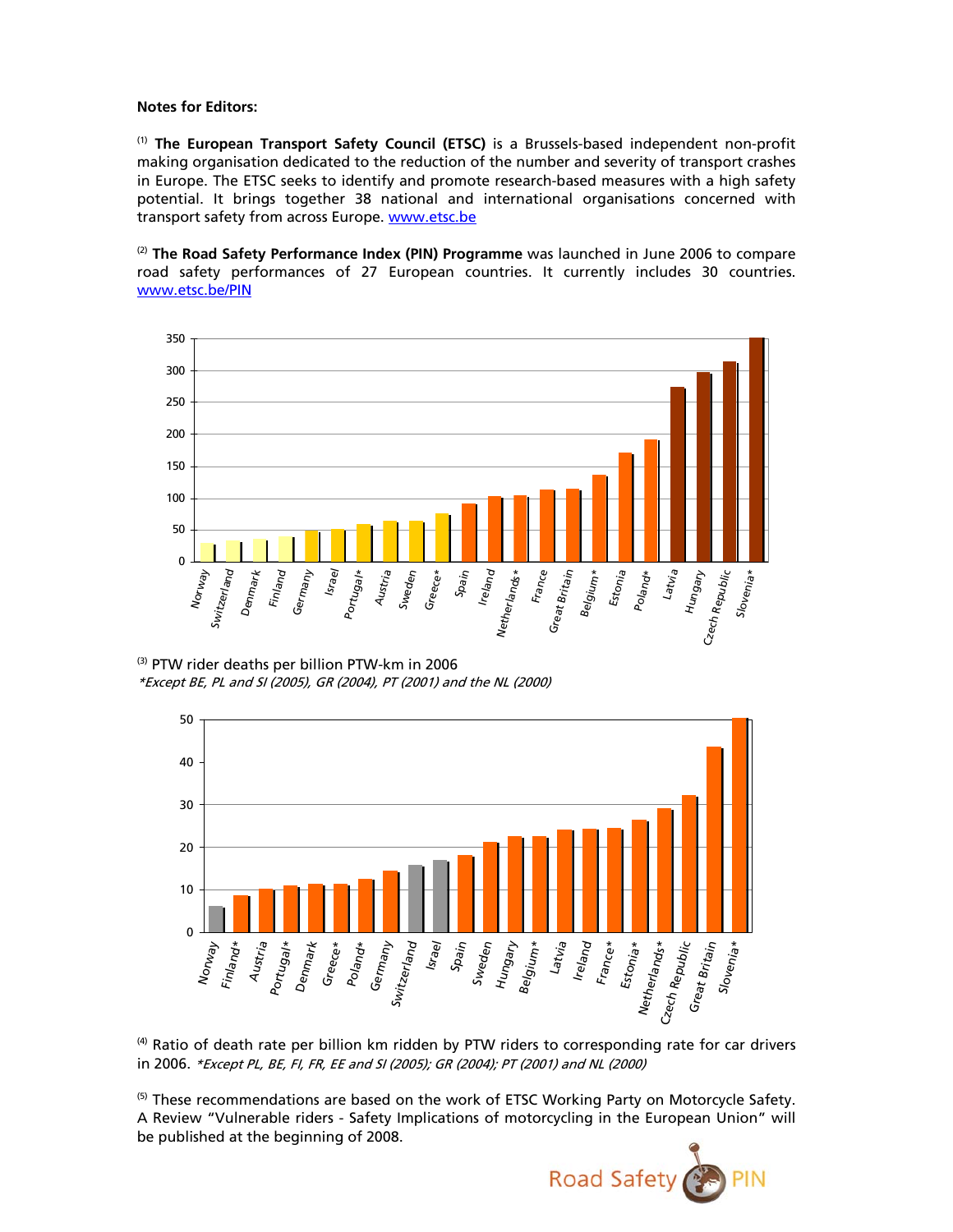**Notes for Editors:**

[(1)] **The European Transport Safety Council (ETSC)** is a Brussels-based independent non-profit making organisation dedicated to the reduction of the number and severity of transport crashes in Europe. The ETSC seeks to identify and promote research-based measures with a high safety potential. It brings together 38 national and international organisations concerned with transport safety from across Europe. www.etsc.be

[(2)] **The Road Safety Performance Index (PIN) Programme** was launched in June 2006 to compare road safety performances of 27 European countries. It currently includes 30 countries. www.etsc.be/PIN

350
300
250
200
150
100
50
0

Norway, Switzerland, Denmark, Finland, Germany, Israel, Portugal*, Austria, Sweden, Greece*, Spain, Ireland, Netherlands*, France, Great Britain, Belgium*, Estonia, Poland*, Latvia, Hungary, Czech Republic, Slovenia*

[(3)] PTW rider deaths per billion PTW-km in 2006
*\*Except BE, PL and SI (2005), GR (2004), PT (2001) and the NL (2000)*

50
40
30
20
10
0

Norway, Finland*, Austria, Portugal*, Denmark, Greece*, Poland*, Germany, Switzerland, Israel, Spain, Sweden, Hungary, Belgium*, Latvia, Ireland, France*, Estonia*, Netherlands*, Czech Republic, Great Britain, Slovenia*

[(4)] Ratio of death rate per billion km ridden by PTW riders to corresponding rate for car drivers in 2006. *\*Except PL, BE, FI, FR, EE and SI (2005); GR (2004); PT (2001) and NL (2000)*

[(5)] These recommendations are based on the work of ETSC Working Party on Motorcycle Safety. A Review "Vulnerable riders - Safety Implications of motorcycling in the European Union" will be published at the beginning of 2008.

Road Safety PIN